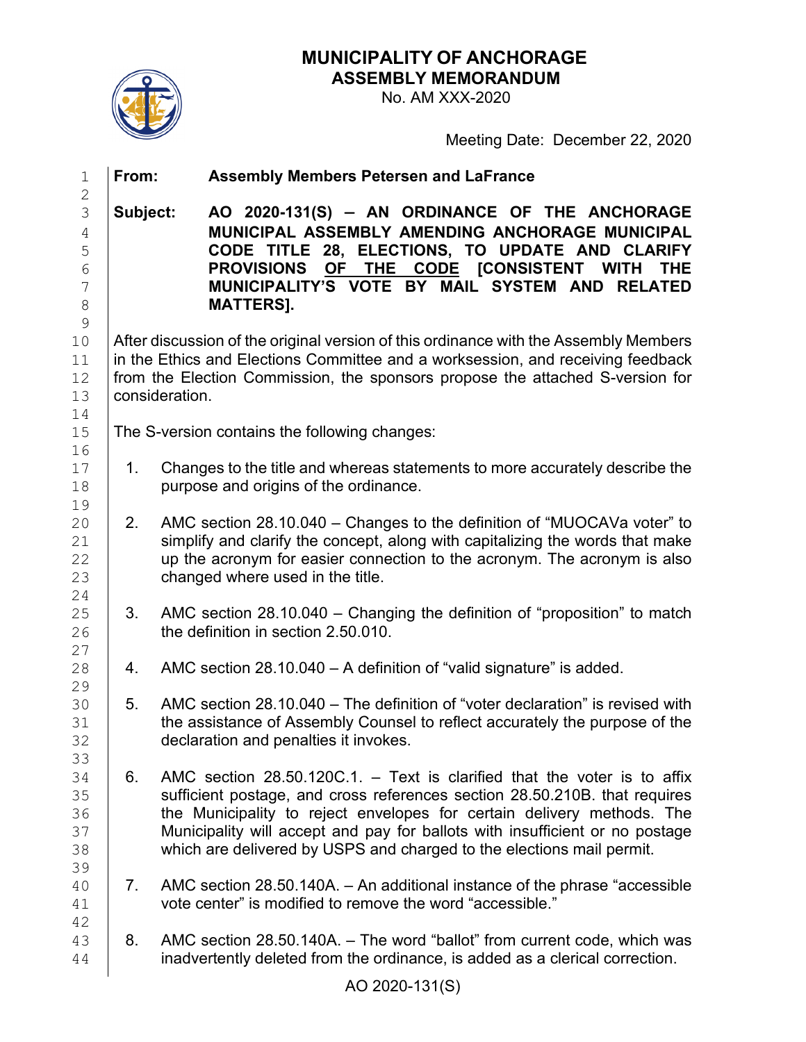# MUNICIPALITY OF ANCHORAGE
## ASSEMBLY MEMORANDUM

No. AM XXX-2020

Meeting Date: December 22, 2020

**From:** **Assembly Members Petersen and LaFrance**

**Subject:** **AO 2020-131(S) – AN ORDINANCE OF THE ANCHORAGE MUNICIPAL ASSEMBLY AMENDING ANCHORAGE MUNICIPAL CODE TITLE 28, ELECTIONS, TO UPDATE AND CLARIFY PROVISIONS <u>OF THE CODE</u> [CONSISTENT WITH THE MUNICIPALITY'S VOTE BY MAIL SYSTEM AND RELATED MATTERS].**

After discussion of the original version of this ordinance with the Assembly Members in the Ethics and Elections Committee and a worksession, and receiving feedback from the Election Commission, the sponsors propose the attached S-version for consideration.

The S-version contains the following changes:

1. Changes to the title and whereas statements to more accurately describe the purpose and origins of the ordinance.

2. AMC section 28.10.040 – Changes to the definition of "MUOCAVa voter" to simplify and clarify the concept, along with capitalizing the words that make up the acronym for easier connection to the acronym. The acronym is also changed where used in the title.

3. AMC section 28.10.040 – Changing the definition of "proposition" to match the definition in section 2.50.010.

4. AMC section 28.10.040 – A definition of "valid signature" is added.

5. AMC section 28.10.040 – The definition of "voter declaration" is revised with the assistance of Assembly Counsel to reflect accurately the purpose of the declaration and penalties it invokes.

6. AMC section 28.50.120C.1. – Text is clarified that the voter is to affix sufficient postage, and cross references section 28.50.210B. that requires the Municipality to reject envelopes for certain delivery methods. The Municipality will accept and pay for ballots with insufficient or no postage which are delivered by USPS and charged to the elections mail permit.

7. AMC section 28.50.140A. – An additional instance of the phrase "accessible vote center" is modified to remove the word "accessible."

8. AMC section 28.50.140A. – The word "ballot" from current code, which was inadvertently deleted from the ordinance, is added as a clerical correction.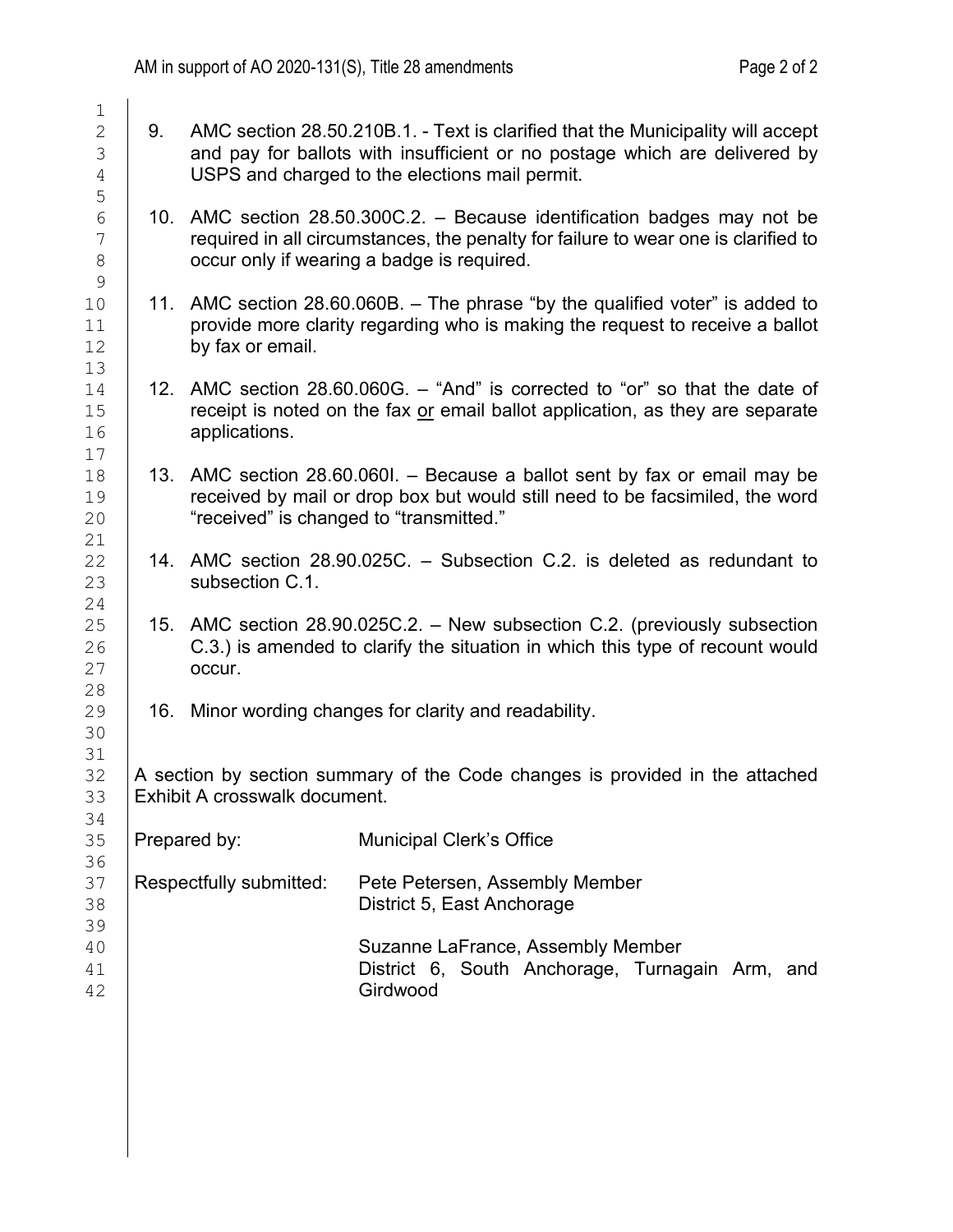9. AMC section 28.50.210B.1. - Text is clarified that the Municipality will accept and pay for ballots with insufficient or no postage which are delivered by USPS and charged to the elections mail permit.

10. AMC section 28.50.300C.2. – Because identification badges may not be required in all circumstances, the penalty for failure to wear one is clarified to occur only if wearing a badge is required.

11. AMC section 28.60.060B. – The phrase “by the qualified voter” is added to provide more clarity regarding who is making the request to receive a ballot by fax or email.

12. AMC section 28.60.060G. – “And” is corrected to “or” so that the date of receipt is noted on the fax <u>or</u> email ballot application, as they are separate applications.

13. AMC section 28.60.060I. – Because a ballot sent by fax or email may be received by mail or drop box but would still need to be facsimiled, the word “received” is changed to “transmitted.”

14. AMC section 28.90.025C. – Subsection C.2. is deleted as redundant to subsection C.1.

15. AMC section 28.90.025C.2. – New subsection C.2. (previously subsection C.3.) is amended to clarify the situation in which this type of recount would occur.

16. Minor wording changes for clarity and readability.

A section by section summary of the Code changes is provided in the attached Exhibit A crosswalk document.

| | |
|---|---|
| Prepared by: | Municipal Clerk’s Office |
| Respectfully submitted: | Pete Petersen, Assembly Member<br>District 5, East Anchorage |
| | Suzanne LaFrance, Assembly Member<br>District 6, South Anchorage, Turnagain Arm, and Girdwood |